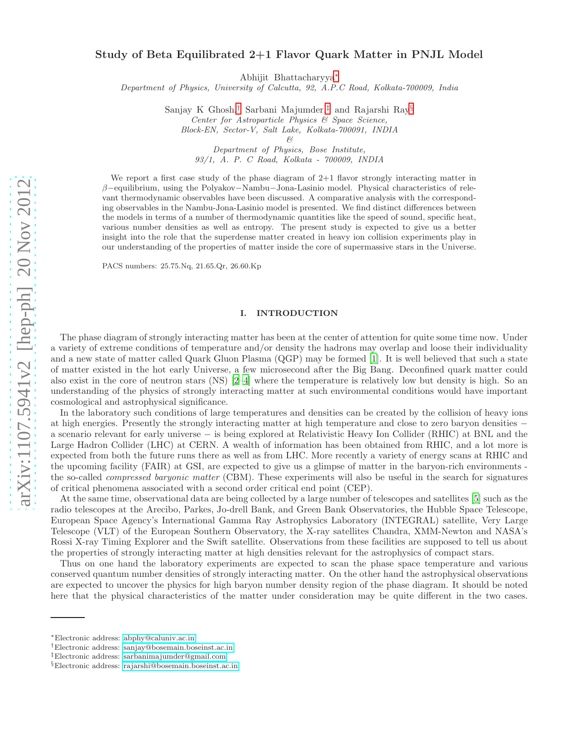# Study of Beta Equilibrated 2+1 Flavor Quark Matter in PNJL Model

Abhijit Bhattacharyya[*]

*Department of Physics, University of Calcutta, 92, A.P.C Road, Kolkata-700009, India*

Sanjay K Ghosh,[†] Sarbani Majumder,[‡] and Rajarshi Ray[§]

*Center for Astroparticle Physics & Space Science,*
*Block-EN, Sector-V, Salt Lake, Kolkata-700091, INDIA*
*&*
*Department of Physics, Bose Institute,*
*93/1, A. P. C Road, Kolkata - 700009, INDIA*

We report a first case study of the phase diagram of 2+1 flavor strongly interacting matter in $\beta-$equilibrium, using the Polyakov−Nambu−Jona-Lasinio model. Physical characteristics of relevant thermodynamic observables have been discussed. A comparative analysis with the corresponding observables in the Nambu-Jona-Lasinio model is presented. We find distinct differences between the models in terms of a number of thermodynamic quantities like the speed of sound, specific heat, various number densities as well as entropy. The present study is expected to give us a better insight into the role that the superdense matter created in heavy ion collision experiments play in our understanding of the properties of matter inside the core of supermassive stars in the Universe.

PACS numbers: 25.75.Nq, 21.65.Qr, 26.60.Kp

## I. INTRODUCTION

The phase diagram of strongly interacting matter has been at the center of attention for quite some time now. Under a variety of extreme conditions of temperature and/or density the hadrons may overlap and loose their individuality and a new state of matter called Quark Gluon Plasma (QGP) may be formed [1]. It is well believed that such a state of matter existed in the hot early Universe, a few microsecond after the Big Bang. Deconfined quark matter could also exist in the core of neutron stars (NS) [2–4] where the temperature is relatively low but density is high. So an understanding of the physics of strongly interacting matter at such environmental conditions would have important cosmological and astrophysical significance.

In the laboratory such conditions of large temperatures and densities can be created by the collision of heavy ions at high energies. Presently the strongly interacting matter at high temperature and close to zero baryon densities − a scenario relevant for early universe − is being explored at Relativistic Heavy Ion Collider (RHIC) at BNL and the Large Hadron Collider (LHC) at CERN. A wealth of information has been obtained from RHIC, and a lot more is expected from both the future runs there as well as from LHC. More recently a variety of energy scans at RHIC and the upcoming facility (FAIR) at GSI, are expected to give us a glimpse of matter in the baryon-rich environments - the so-called *compressed baryonic matter* (CBM). These experiments will also be useful in the search for signatures of critical phenomena associated with a second order critical end point (CEP).

At the same time, observational data are being collected by a large number of telescopes and satellites [5] such as the radio telescopes at the Arecibo, Parkes, Jo-drell Bank, and Green Bank Observatories, the Hubble Space Telescope, European Space Agency's International Gamma Ray Astrophysics Laboratory (INTEGRAL) satellite, Very Large Telescope (VLT) of the European Southern Observatory, the X-ray satellites Chandra, XMM-Newton and NASA's Rossi X-ray Timing Explorer and the Swift satellite. Observations from these facilities are supposed to tell us about the properties of strongly interacting matter at high densities relevant for the astrophysics of compact stars.

Thus on one hand the laboratory experiments are expected to scan the phase space temperature and various conserved quantum number densities of strongly interacting matter. On the other hand the astrophysical observations are expected to uncover the physics for high baryon number density region of the phase diagram. It should be noted here that the physical characteristics of the matter under consideration may be quite different in the two cases.

[*] Electronic address: abphy@caluniv.ac.in
[†] Electronic address: sanjay@bosemain.boseinst.ac.in
[‡] Electronic address: sarbanimajumder@gmail.com
[§] Electronic address: rajarshi@bosemain.boseinst.ac.in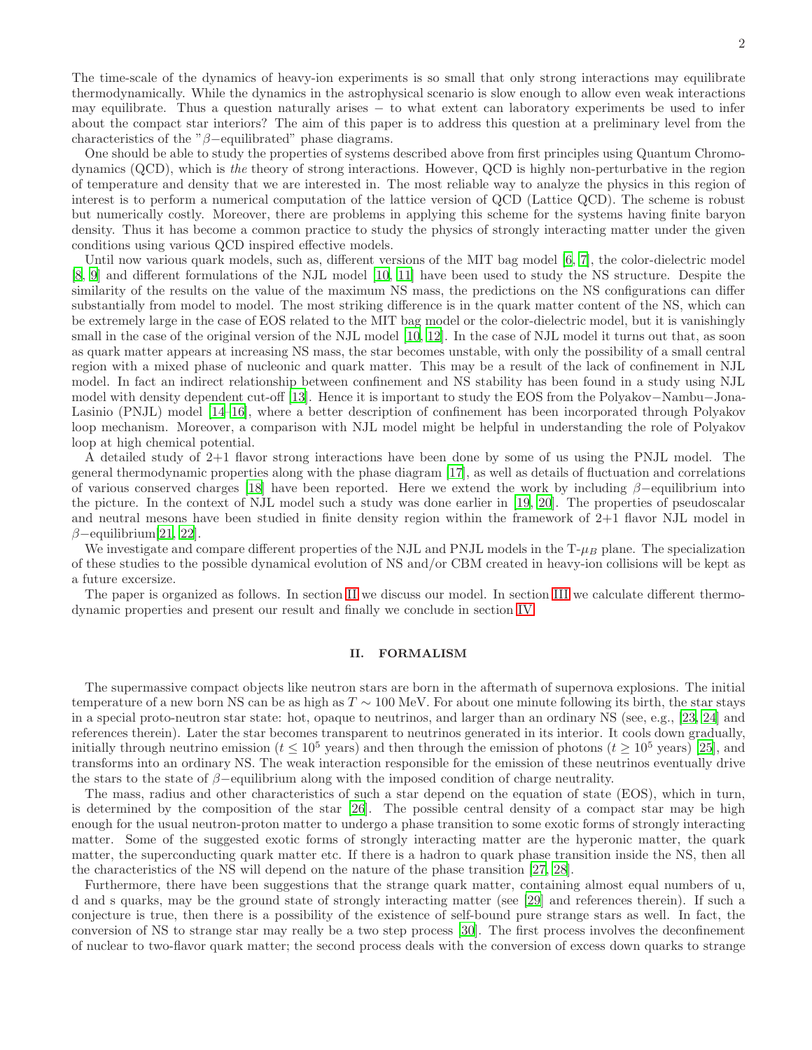The time-scale of the dynamics of heavy-ion experiments is so small that only strong interactions may equilibrate thermodynamically. While the dynamics in the astrophysical scenario is slow enough to allow even weak interactions may equilibrate. Thus a question naturally arises − to what extent can laboratory experiments be used to infer about the compact star interiors? The aim of this paper is to address this question at a preliminary level from the characteristics of the "$\beta-$equilibrated" phase diagrams.

One should be able to study the properties of systems described above from first principles using Quantum Chromodynamics (QCD), which is *the* theory of strong interactions. However, QCD is highly non-perturbative in the region of temperature and density that we are interested in. The most reliable way to analyze the physics in this region of interest is to perform a numerical computation of the lattice version of QCD (Lattice QCD). The scheme is robust but numerically costly. Moreover, there are problems in applying this scheme for the systems having finite baryon density. Thus it has become a common practice to study the physics of strongly interacting matter under the given conditions using various QCD inspired effective models.

Until now various quark models, such as, different versions of the MIT bag model [6, 7], the color-dielectric model [8, 9] and different formulations of the NJL model [10, 11] have been used to study the NS structure. Despite the similarity of the results on the value of the maximum NS mass, the predictions on the NS configurations can differ substantially from model to model. The most striking difference is in the quark matter content of the NS, which can be extremely large in the case of EOS related to the MIT bag model or the color-dielectric model, but it is vanishingly small in the case of the original version of the NJL model [10, 12]. In the case of NJL model it turns out that, as soon as quark matter appears at increasing NS mass, the star becomes unstable, with only the possibility of a small central region with a mixed phase of nucleonic and quark matter. This may be a result of the lack of confinement in NJL model. In fact an indirect relationship between confinement and NS stability has been found in a study using NJL model with density dependent cut-off [13]. Hence it is important to study the EOS from the Polyakov−Nambu−Jona-Lasinio (PNJL) model [14–16], where a better description of confinement has been incorporated through Polyakov loop mechanism. Moreover, a comparison with NJL model might be helpful in understanding the role of Polyakov loop at high chemical potential.

A detailed study of 2+1 flavor strong interactions have been done by some of us using the PNJL model. The general thermodynamic properties along with the phase diagram [17], as well as details of fluctuation and correlations of various conserved charges [18] have been reported. Here we extend the work by including $\beta-$equilibrium into the picture. In the context of NJL model such a study was done earlier in [19, 20]. The properties of pseudoscalar and neutral mesons have been studied in finite density region within the framework of 2+1 flavor NJL model in $\beta-$equilibrium[21, 22].

We investigate and compare different properties of the NJL and PNJL models in the T-$\mu_B$ plane. The specialization of these studies to the possible dynamical evolution of NS and/or CBM created in heavy-ion collisions will be kept as a future excersize.

The paper is organized as follows. In section II we discuss our model. In section III we calculate different thermodynamic properties and present our result and finally we conclude in section IV.

## II. FORMALISM

The supermassive compact objects like neutron stars are born in the aftermath of supernova explosions. The initial temperature of a new born NS can be as high as $T \sim 100$ MeV. For about one minute following its birth, the star stays in a special proto-neutron star state: hot, opaque to neutrinos, and larger than an ordinary NS (see, e.g., [23, 24] and references therein). Later the star becomes transparent to neutrinos generated in its interior. It cools down gradually, initially through neutrino emission ($t \leq 10^5$ years) and then through the emission of photons ($t \geq 10^5$ years) [25], and transforms into an ordinary NS. The weak interaction responsible for the emission of these neutrinos eventually drive the stars to the state of $\beta-$equilibrium along with the imposed condition of charge neutrality.

The mass, radius and other characteristics of such a star depend on the equation of state (EOS), which in turn, is determined by the composition of the star [26]. The possible central density of a compact star may be high enough for the usual neutron-proton matter to undergo a phase transition to some exotic forms of strongly interacting matter. Some of the suggested exotic forms of strongly interacting matter are the hyperonic matter, the quark matter, the superconducting quark matter etc. If there is a hadron to quark phase transition inside the NS, then all the characteristics of the NS will depend on the nature of the phase transition [27, 28].

Furthermore, there have been suggestions that the strange quark matter, containing almost equal numbers of u, d and s quarks, may be the ground state of strongly interacting matter (see [29] and references therein). If such a conjecture is true, then there is a possibility of the existence of self-bound pure strange stars as well. In fact, the conversion of NS to strange star may really be a two step process [30]. The first process involves the deconfinement of nuclear to two-flavor quark matter; the second process deals with the conversion of excess down quarks to strange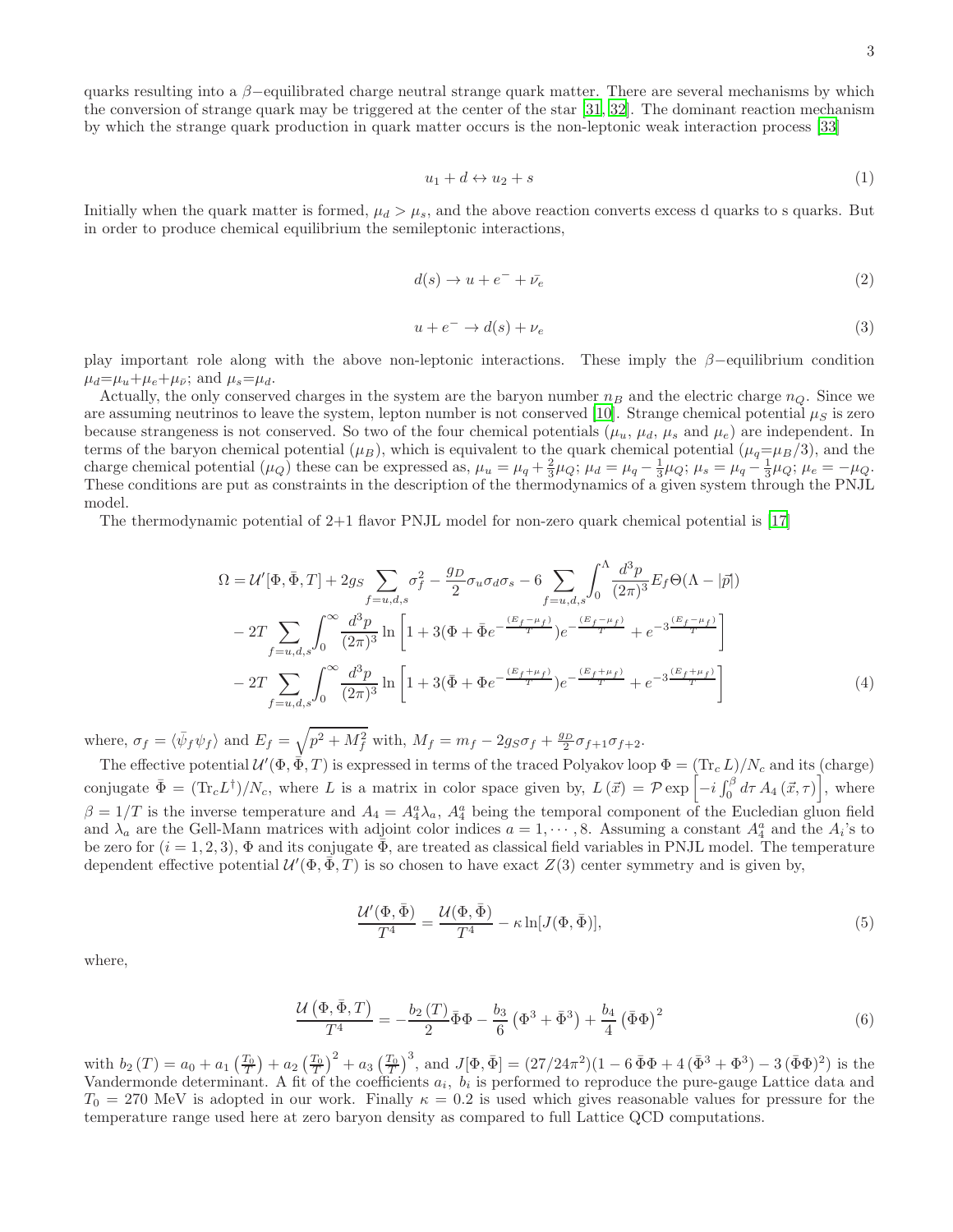quarks resulting into a $\beta-$equilibrated charge neutral strange quark matter. There are several mechanisms by which the conversion of strange quark may be triggered at the center of the star [31, 32]. The dominant reaction mechanism by which the strange quark production in quark matter occurs is the non-leptonic weak interaction process [33]

$$u_1 + d \leftrightarrow u_2 + s \tag{1}$$

Initially when the quark matter is formed, $\mu_d > \mu_s$, and the above reaction converts excess d quarks to s quarks. But in order to produce chemical equilibrium the semileptonic interactions,

$$d(s) \rightarrow u + e^- + \bar{\nu_e} \tag{2}$$

$$u + e^- \rightarrow d(s) + \nu_e \tag{3}$$

play important role along with the above non-leptonic interactions. These imply the $\beta-$equilibrium condition $\mu_d$=$\mu_u$+$\mu_e$+$\mu_{\bar{\nu}}$; and $\mu_s$=$\mu_d$.

Actually, the only conserved charges in the system are the baryon number $n_B$ and the electric charge $n_Q$. Since we are assuming neutrinos to leave the system, lepton number is not conserved [10]. Strange chemical potential $\mu_S$ is zero because strangeness is not conserved. So two of the four chemical potentials ($\mu_u$, $\mu_d$, $\mu_s$ and $\mu_e$) are independent. In terms of the baryon chemical potential ($\mu_B$), which is equivalent to the quark chemical potential ($\mu_q$=$\mu_B/3$), and the charge chemical potential ($\mu_Q$) these can be expressed as, $\mu_u = \mu_q + \frac{2}{3}\mu_Q$; $\mu_d = \mu_q - \frac{1}{3}\mu_Q$; $\mu_s = \mu_q - \frac{1}{3}\mu_Q$; $\mu_e = -\mu_Q$. These conditions are put as constraints in the description of the thermodynamics of a given system through the PNJL model.

The thermodynamic potential of 2+1 flavor PNJL model for non-zero quark chemical potential is [17]

$$\begin{aligned}
\Omega = \; & \mathcal{U}'[\Phi, \bar{\Phi}, T] + 2g_S \sum_{f=u,d,s} \sigma_f^2 - \frac{g_D}{2}\sigma_u\sigma_d\sigma_s - 6\sum_{f=u,d,s}\int_0^\Lambda \frac{d^3p}{(2\pi)^3} E_f \Theta(\Lambda - |\vec{p}|) \\
& - 2T \sum_{f=u,d,s}\int_0^\infty \frac{d^3p}{(2\pi)^3} \ln\left[1 + 3(\Phi + \bar{\Phi}e^{-\frac{(E_f-\mu_f)}{T}})e^{-\frac{(E_f-\mu_f)}{T}} + e^{-3\frac{(E_f-\mu_f)}{T}}\right] \\
& - 2T \sum_{f=u,d,s}\int_0^\infty \frac{d^3p}{(2\pi)^3} \ln\left[1 + 3(\bar{\Phi} + \Phi e^{-\frac{(E_f+\mu_f)}{T}})e^{-\frac{(E_f+\mu_f)}{T}} + e^{-3\frac{(E_f+\mu_f)}{T}}\right]
\end{aligned} \tag{4}$$

where, $\sigma_f = \langle \bar{\psi_f}\psi_f \rangle$ and $E_f = \sqrt{p^2 + M_f^2}$ with, $M_f = m_f - 2g_S\sigma_f + \frac{g_D}{2}\sigma_{f+1}\sigma_{f+2}$.

The effective potential $\mathcal{U}'(\Phi, \bar{\Phi}, T)$ is expressed in terms of the traced Polyakov loop $\Phi = (\mathrm{Tr}_c\, L)/N_c$ and its (charge) conjugate $\bar{\Phi} = (\mathrm{Tr}_c L^\dagger)/N_c$, where $L$ is a matrix in color space given by, $L\left(\vec{x}\right) = \mathcal{P}\exp\left[-i\int_0^\beta d\tau\, A_4\left(\vec{x}, \tau\right)\right]$, where $\beta = 1/T$ is the inverse temperature and $A_4 = A_4^a\lambda_a$, $A_4^a$ being the temporal component of the Eucledian gluon field and $\lambda_a$ are the Gell-Mann matrices with adjoint color indices $a = 1, \cdots, 8$. Assuming a constant $A_4^a$ and the $A_i$'s to be zero for $(i = 1, 2, 3)$, $\Phi$ and its conjugate $\bar{\Phi}$, are treated as classical field variables in PNJL model. The temperature dependent effective potential $\mathcal{U}'(\Phi, \bar{\Phi}, T)$ is so chosen to have exact $Z(3)$ center symmetry and is given by,

$$\frac{\mathcal{U}'(\Phi, \bar{\Phi})}{T^4} = \frac{\mathcal{U}(\Phi, \bar{\Phi})}{T^4} - \kappa \ln[J(\Phi, \bar{\Phi})], \tag{5}$$

where,

$$\frac{\mathcal{U}\left(\Phi, \bar{\Phi}, T\right)}{T^4} = -\frac{b_2\left(T\right)}{2}\bar{\Phi}\Phi - \frac{b_3}{6}\left(\Phi^3 + \bar{\Phi}^3\right) + \frac{b_4}{4}\left(\bar{\Phi}\Phi\right)^2 \tag{6}$$

with $b_2\left(T\right) = a_0 + a_1\left(\frac{T_0}{T}\right) + a_2\left(\frac{T_0}{T}\right)^2 + a_3\left(\frac{T_0}{T}\right)^3$, and $J[\Phi, \bar{\Phi}] = (27/24\pi^2)(1 - 6\,\bar{\Phi}\Phi + 4\,(\bar{\Phi}^3 + \Phi^3) - 3\,(\bar{\Phi}\Phi)^2)$ is the Vandermonde determinant. A fit of the coefficients $a_i$, $b_i$ is performed to reproduce the pure-gauge Lattice data and $T_0 = 270$ MeV is adopted in our work. Finally $\kappa = 0.2$ is used which gives reasonable values for pressure for the temperature range used here at zero baryon density as compared to full Lattice QCD computations.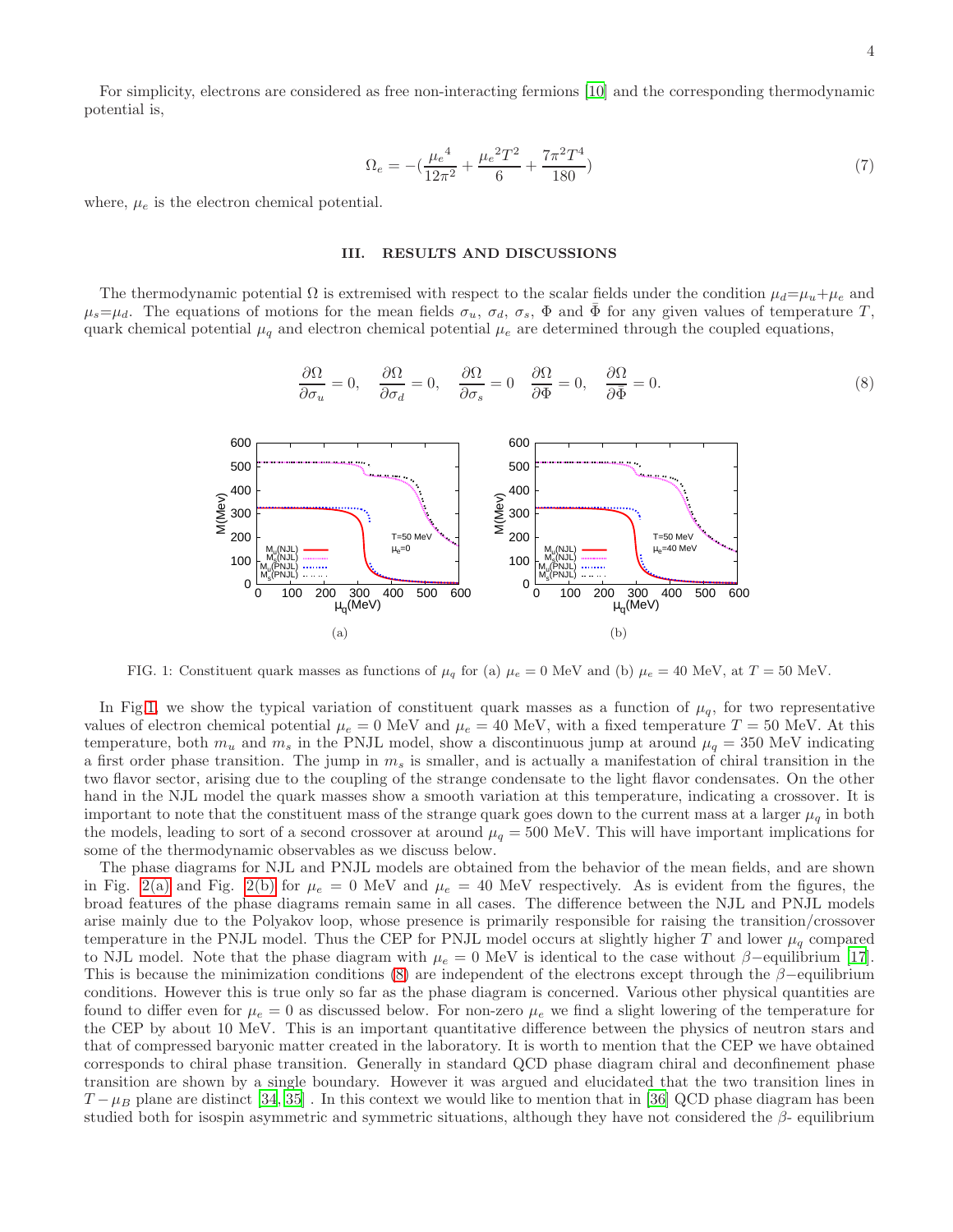For simplicity, electrons are considered as free non-interacting fermions [10] and the corresponding thermodynamic potential is,

$$\Omega_e = -(\frac{{\mu_e}^4}{12\pi^2} + \frac{{\mu_e}^2 T^2}{6} + \frac{7\pi^2 T^4}{180}) \tag{7}$$

where, $\mu_e$ is the electron chemical potential.

## III. RESULTS AND DISCUSSIONS

The thermodynamic potential $\Omega$ is extremised with respect to the scalar fields under the condition $\mu_d$=$\mu_u$+$\mu_e$ and $\mu_s$=$\mu_d$. The equations of motions for the mean fields $\sigma_u$, $\sigma_d$, $\sigma_s$, $\Phi$ and $\bar{\Phi}$ for any given values of temperature $T$, quark chemical potential $\mu_q$ and electron chemical potential $\mu_e$ are determined through the coupled equations,

$$\frac{\partial\Omega}{\partial\sigma_u} = 0, \quad \frac{\partial\Omega}{\partial\sigma_d} = 0, \quad \frac{\partial\Omega}{\partial\sigma_s} = 0 \quad \frac{\partial\Omega}{\partial\Phi} = 0, \quad \frac{\partial\Omega}{\partial\bar{\Phi}} = 0. \tag{8}$$

(a)

(b)

FIG. 1: Constituent quark masses as functions of $\mu_q$ for (a) $\mu_e = 0$ MeV and (b) $\mu_e = 40$ MeV, at $T = 50$ MeV.

In Fig.1, we show the typical variation of constituent quark masses as a function of $\mu_q$, for two representative values of electron chemical potential $\mu_e = 0$ MeV and $\mu_e = 40$ MeV, with a fixed temperature $T = 50$ MeV. At this temperature, both $m_u$ and $m_s$ in the PNJL model, show a discontinuous jump at around $\mu_q = 350$ MeV indicating a first order phase transition. The jump in $m_s$ is smaller, and is actually a manifestation of chiral transition in the two flavor sector, arising due to the coupling of the strange condensate to the light flavor condensates. On the other hand in the NJL model the quark masses show a smooth variation at this temperature, indicating a crossover. It is important to note that the constituent mass of the strange quark goes down to the current mass at a larger $\mu_q$ in both the models, leading to sort of a second crossover at around $\mu_q = 500$ MeV. This will have important implications for some of the thermodynamic observables as we discuss below.

The phase diagrams for NJL and PNJL models are obtained from the behavior of the mean fields, and are shown in Fig. 2(a) and Fig. 2(b) for $\mu_e = 0$ MeV and $\mu_e = 40$ MeV respectively. As is evident from the figures, the broad features of the phase diagrams remain same in all cases. The difference between the NJL and PNJL models arise mainly due to the Polyakov loop, whose presence is primarily responsible for raising the transition/crossover temperature in the PNJL model. Thus the CEP for PNJL model occurs at slightly higher $T$ and lower $\mu_q$ compared to NJL model. Note that the phase diagram with $\mu_e = 0$ MeV is identical to the case without $\beta-$equilibrium [17]. This is because the minimization conditions (8) are independent of the electrons except through the $\beta-$equilibrium conditions. However this is true only so far as the phase diagram is concerned. Various other physical quantities are found to differ even for $\mu_e = 0$ as discussed below. For non-zero $\mu_e$ we find a slight lowering of the temperature for the CEP by about 10 MeV. This is an important quantitative difference between the physics of neutron stars and that of compressed baryonic matter created in the laboratory. It is worth to mention that the CEP we have obtained corresponds to chiral phase transition. Generally in standard QCD phase diagram chiral and deconfinement phase transition are shown by a single boundary. However it was argued and elucidated that the two transition lines in $T-\mu_B$ plane are distinct [34, 35] . In this context we would like to mention that in [36] QCD phase diagram has been studied both for isospin asymmetric and symmetric situations, although they have not considered the $\beta$- equilibrium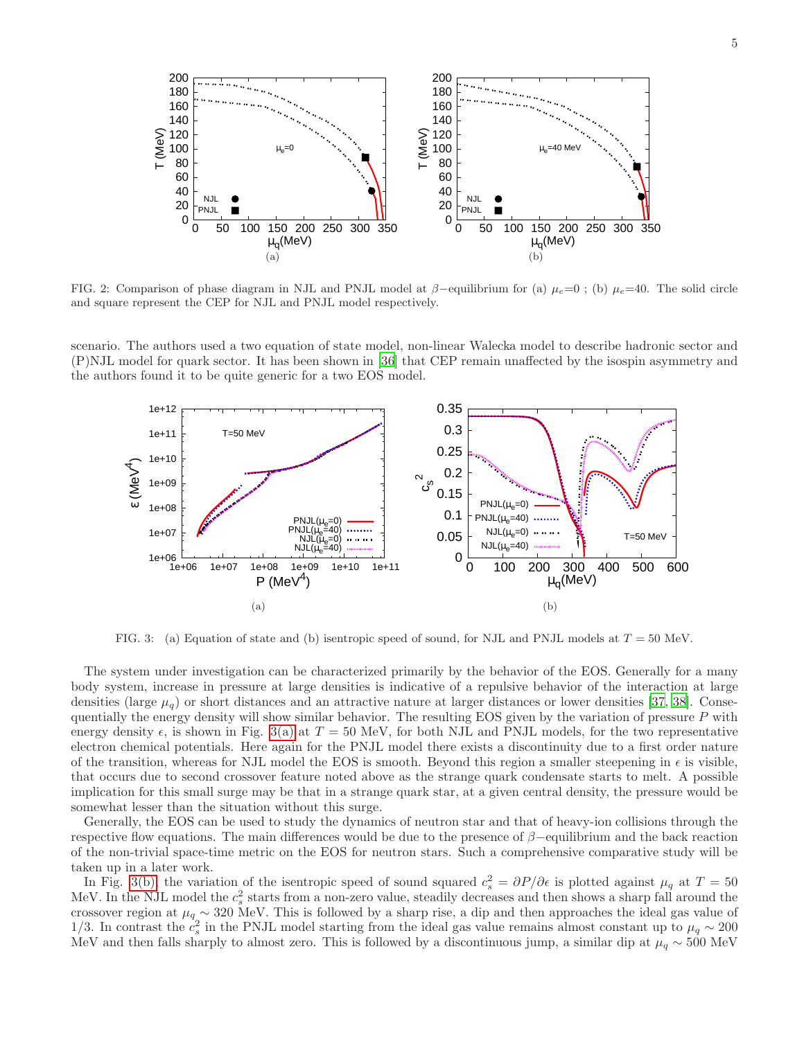FIG. 2: Comparison of phase diagram in NJL and PNJL model at $\beta-$equilibrium for (a) $\mu_e$=0 ; (b) $\mu_e$=40. The solid circle and square represent the CEP for NJL and PNJL model respectively.

scenario. The authors used a two equation of state model, non-linear Walecka model to describe hadronic sector and (P)NJL model for quark sector. It has been shown in [36] that CEP remain unaffected by the isospin asymmetry and the authors found it to be quite generic for a two EOS model.

FIG. 3: (a) Equation of state and (b) isentropic speed of sound, for NJL and PNJL models at $T = 50$ MeV.

The system under investigation can be characterized primarily by the behavior of the EOS. Generally for a many body system, increase in pressure at large densities is indicative of a repulsive behavior of the interaction at large densities (large $\mu_q$) or short distances and an attractive nature at larger distances or lower densities [37, 38]. Consequentially the energy density will show similar behavior. The resulting EOS given by the variation of pressure $P$ with energy density $\epsilon$, is shown in Fig. 3(a) at $T = 50$ MeV, for both NJL and PNJL models, for the two representative electron chemical potentials. Here again for the PNJL model there exists a discontinuity due to a first order nature of the transition, whereas for NJL model the EOS is smooth. Beyond this region a smaller steepening in $\epsilon$ is visible, that occurs due to second crossover feature noted above as the strange quark condensate starts to melt. A possible implication for this small surge may be that in a strange quark star, at a given central density, the pressure would be somewhat lesser than the situation without this surge.

Generally, the EOS can be used to study the dynamics of neutron star and that of heavy-ion collisions through the respective flow equations. The main differences would be due to the presence of $\beta-$equilibrium and the back reaction of the non-trivial space-time metric on the EOS for neutron stars. Such a comprehensive comparative study will be taken up in a later work.

In Fig. 3(b), the variation of the isentropic speed of sound squared $c_s^2 = \partial P/\partial\epsilon$ is plotted against $\mu_q$ at $T = 50$ MeV. In the NJL model the $c_s^2$ starts from a non-zero value, steadily decreases and then shows a sharp fall around the crossover region at $\mu_q \sim 320$ MeV. This is followed by a sharp rise, a dip and then approaches the ideal gas value of 1/3. In contrast the $c_s^2$ in the PNJL model starting from the ideal gas value remains almost constant up to $\mu_q \sim 200$ MeV and then falls sharply to almost zero. This is followed by a discontinuous jump, a similar dip at $\mu_q \sim 500$ MeV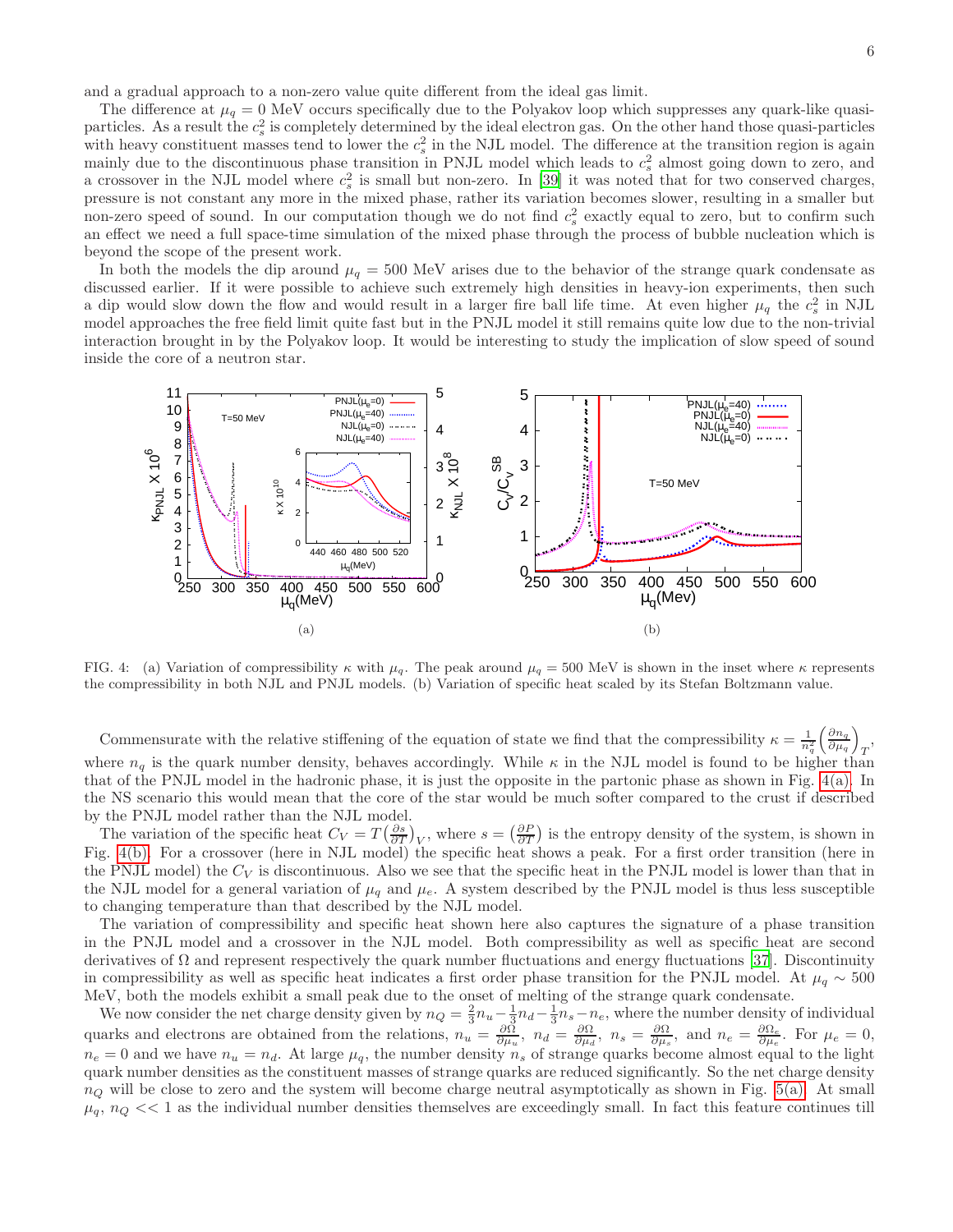and a gradual approach to a non-zero value quite different from the ideal gas limit.

The difference at $\mu_q = 0$ MeV occurs specifically due to the Polyakov loop which suppresses any quark-like quasi-particles. As a result the $c_s^2$ is completely determined by the ideal electron gas. On the other hand those quasi-particles with heavy constituent masses tend to lower the $c_s^2$ in the NJL model. The difference at the transition region is again mainly due to the discontinuous phase transition in PNJL model which leads to $c_s^2$ almost going down to zero, and a crossover in the NJL model where $c_s^2$ is small but non-zero. In [39] it was noted that for two conserved charges, pressure is not constant any more in the mixed phase, rather its variation becomes slower, resulting in a smaller but non-zero speed of sound. In our computation though we do not find $c_s^2$ exactly equal to zero, but to confirm such an effect we need a full space-time simulation of the mixed phase through the process of bubble nucleation which is beyond the scope of the present work.

In both the models the dip around $\mu_q = 500$ MeV arises due to the behavior of the strange quark condensate as discussed earlier. If it were possible to achieve such extremely high densities in heavy-ion experiments, then such a dip would slow down the flow and would result in a larger fire ball life time. At even higher $\mu_q$ the $c_s^2$ in NJL model approaches the free field limit quite fast but in the PNJL model it still remains quite low due to the non-trivial interaction brought in by the Polyakov loop. It would be interesting to study the implication of slow speed of sound inside the core of a neutron star.

(a)

(b)

FIG. 4: (a) Variation of compressibility $\kappa$ with $\mu_q$. The peak around $\mu_q = 500$ MeV is shown in the inset where $\kappa$ represents the compressibility in both NJL and PNJL models. (b) Variation of specific heat scaled by its Stefan Boltzmann value.

Commensurate with the relative stiffening of the equation of state we find that the compressibility $\kappa = \frac{1}{n_q^2}\left(\frac{\partial n_q}{\partial \mu_q}\right)_T$, where $n_q$ is the quark number density, behaves accordingly. While $\kappa$ in the NJL model is found to be higher than that of the PNJL model in the hadronic phase, it is just the opposite in the partonic phase as shown in Fig. 4(a). In the NS scenario this would mean that the core of the star would be much softer compared to the crust if described by the PNJL model rather than the NJL model.

The variation of the specific heat $C_V = T\left(\frac{\partial s}{\partial T}\right)_V$, where $s = \left(\frac{\partial P}{\partial T}\right)$ is the entropy density of the system, is shown in Fig. 4(b). For a crossover (here in NJL model) the specific heat shows a peak. For a first order transition (here in the PNJL model) the $C_V$ is discontinuous. Also we see that the specific heat in the PNJL model is lower than that in the NJL model for a general variation of $\mu_q$ and $\mu_e$. A system described by the PNJL model is thus less susceptible to changing temperature than that described by the NJL model.

The variation of compressibility and specific heat shown here also captures the signature of a phase transition in the PNJL model and a crossover in the NJL model. Both compressibility as well as specific heat are second derivatives of $\Omega$ and represent respectively the quark number fluctuations and energy fluctuations [37]. Discontinuity in compressibility as well as specific heat indicates a first order phase transition for the PNJL model. At $\mu_q \sim 500$ MeV, both the models exhibit a small peak due to the onset of melting of the strange quark condensate.

We now consider the net charge density given by $n_Q = \frac{2}{3}n_u - \frac{1}{3}n_d - \frac{1}{3}n_s - n_e$, where the number density of individual quarks and electrons are obtained from the relations, $n_u = \frac{\partial \Omega}{\partial \mu_u}$, $n_d = \frac{\partial \Omega}{\partial \mu_d}$, $n_s = \frac{\partial \Omega}{\partial \mu_s}$, and $n_e = \frac{\partial \Omega_e}{\partial \mu_e}$. For $\mu_e = 0$, $n_e = 0$ and we have $n_u = n_d$. At large $\mu_q$, the number density $n_s$ of strange quarks become almost equal to the light quark number densities as the constituent masses of strange quarks are reduced significantly. So the net charge density $n_Q$ will be close to zero and the system will become charge neutral asymptotically as shown in Fig. 5(a). At small $\mu_q$, $n_Q << 1$ as the individual number densities themselves are exceedingly small. In fact this feature continues till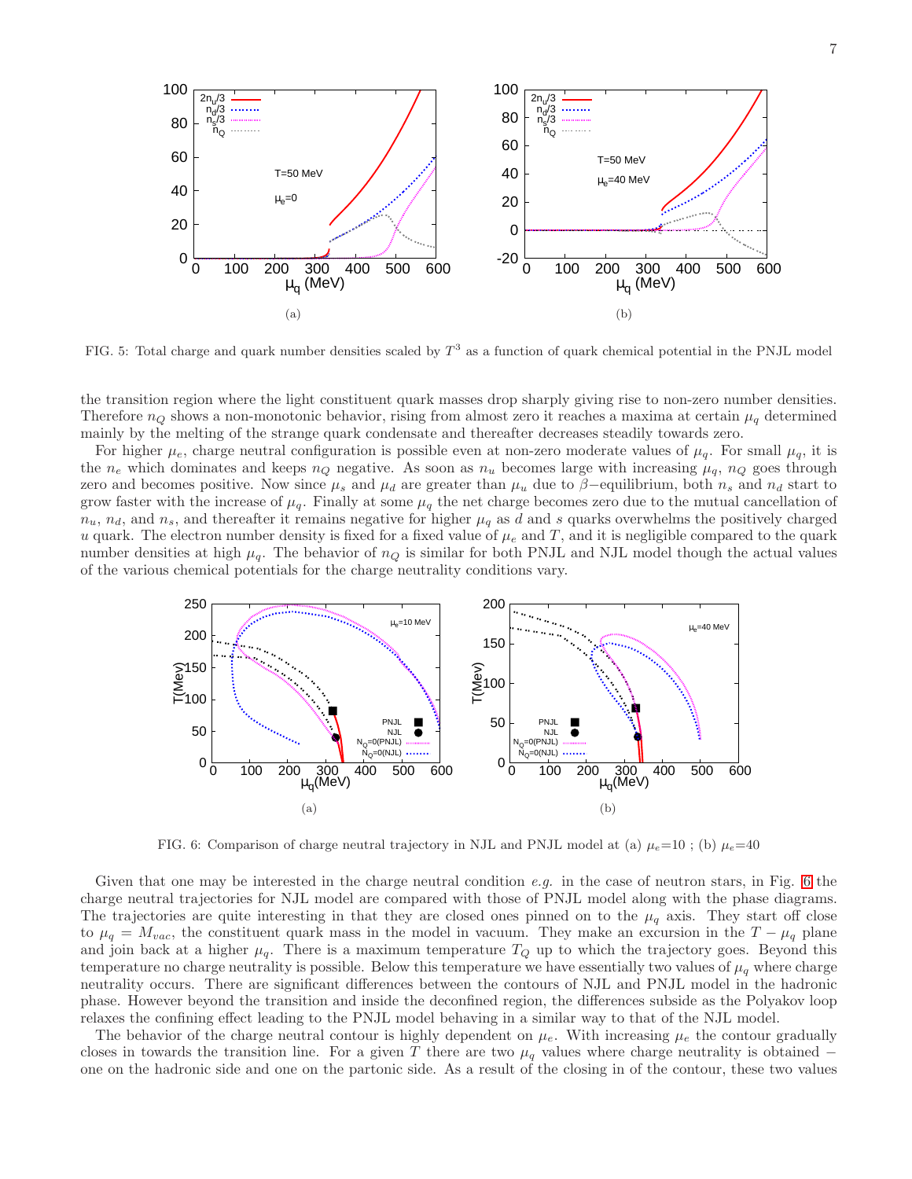FIG. 5: Total charge and quark number densities scaled by $T^3$ as a function of quark chemical potential in the PNJL model

the transition region where the light constituent quark masses drop sharply giving rise to non-zero number densities. Therefore $n_Q$ shows a non-monotonic behavior, rising from almost zero it reaches a maxima at certain $\mu_q$ determined mainly by the melting of the strange quark condensate and thereafter decreases steadily towards zero.

For higher $\mu_e$, charge neutral configuration is possible even at non-zero moderate values of $\mu_q$. For small $\mu_q$, it is the $n_e$ which dominates and keeps $n_Q$ negative. As soon as $n_u$ becomes large with increasing $\mu_q$, $n_Q$ goes through zero and becomes positive. Now since $\mu_s$ and $\mu_d$ are greater than $\mu_u$ due to $\beta-$equilibrium, both $n_s$ and $n_d$ start to grow faster with the increase of $\mu_q$. Finally at some $\mu_q$ the net charge becomes zero due to the mutual cancellation of $n_u$, $n_d$, and $n_s$, and thereafter it remains negative for higher $\mu_q$ as $d$ and $s$ quarks overwhelms the positively charged $u$ quark. The electron number density is fixed for a fixed value of $\mu_e$ and $T$, and it is negligible compared to the quark number densities at high $\mu_q$. The behavior of $n_Q$ is similar for both PNJL and NJL model though the actual values of the various chemical potentials for the charge neutrality conditions vary.

FIG. 6: Comparison of charge neutral trajectory in NJL and PNJL model at (a) $\mu_e$=10 ; (b) $\mu_e$=40

Given that one may be interested in the charge neutral condition *e.g.* in the case of neutron stars, in Fig. 6 the charge neutral trajectories for NJL model are compared with those of PNJL model along with the phase diagrams. The trajectories are quite interesting in that they are closed ones pinned on to the $\mu_q$ axis. They start off close to $\mu_q = M_{vac}$, the constituent quark mass in the model in vacuum. They make an excursion in the $T-\mu_q$ plane and join back at a higher $\mu_q$. There is a maximum temperature $T_Q$ up to which the trajectory goes. Beyond this temperature no charge neutrality is possible. Below this temperature we have essentially two values of $\mu_q$ where charge neutrality occurs. There are significant differences between the contours of NJL and PNJL model in the hadronic phase. However beyond the transition and inside the deconfined region, the differences subside as the Polyakov loop relaxes the confining effect leading to the PNJL model behaving in a similar way to that of the NJL model.

The behavior of the charge neutral contour is highly dependent on $\mu_e$. With increasing $\mu_e$ the contour gradually closes in towards the transition line. For a given $T$ there are two $\mu_q$ values where charge neutrality is obtained – one on the hadronic side and one on the partonic side. As a result of the closing in of the contour, these two values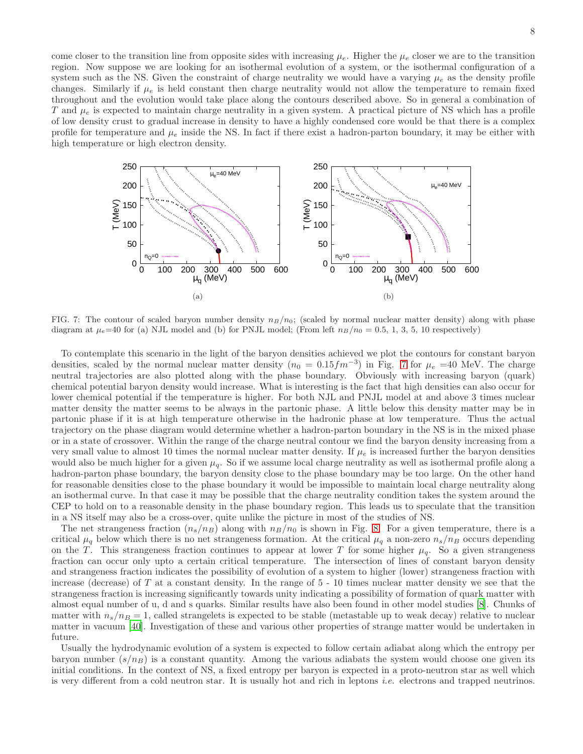come closer to the transition line from opposite sides with increasing $\mu_e$. Higher the $\mu_e$ closer we are to the transition region. Now suppose we are looking for an isothermal evolution of a system, or the isothermal configuration of a system such as the NS. Given the constraint of charge neutrality we would have a varying $\mu_e$ as the density profile changes. Similarly if $\mu_e$ is held constant then charge neutrality would not allow the temperature to remain fixed throughout and the evolution would take place along the contours described above. So in general a combination of $T$ and $\mu_e$ is expected to maintain charge neutrality in a given system. A practical picture of NS which has a profile of low density crust to gradual increase in density to have a highly condensed core would be that there is a complex profile for temperature and $\mu_e$ inside the NS. In fact if there exist a hadron-parton boundary, it may be either with high temperature or high electron density.

(a)

(b)

FIG. 7: The contour of scaled baryon number density $n_B/n_0$; (scaled by normal nuclear matter density) along with phase diagram at $\mu_e$=40 for (a) NJL model and (b) for PNJL model; (From left $n_B/n_0$ = 0.5, 1, 3, 5, 10 respectively)

To contemplate this scenario in the light of the baryon densities achieved we plot the contours for constant baryon densities, scaled by the normal nuclear matter density ($n_0 = 0.15 fm^{-3}$) in Fig. 7 for $\mu_e$ =40 MeV. The charge neutral trajectories are also plotted along with the phase boundary. Obviously with increasing baryon (quark) chemical potential baryon density would increase. What is interesting is the fact that high densities can also occur for lower chemical potential if the temperature is higher. For both NJL and PNJL model at and above 3 times nuclear matter density the matter seems to be always in the partonic phase. A little below this density matter may be in partonic phase if it is at high temperature otherwise in the hadronic phase at low temperature. Thus the actual trajectory on the phase diagram would determine whether a hadron-parton boundary in the NS is in the mixed phase or in a state of crossover. Within the range of the charge neutral contour we find the baryon density increasing from a very small value to almost 10 times the normal nuclear matter density. If $\mu_e$ is increased further the baryon densities would also be much higher for a given $\mu_q$. So if we assume local charge neutrality as well as isothermal profile along a hadron-parton phase boundary, the baryon density close to the phase boundary may be too large. On the other hand for reasonable densities close to the phase boundary it would be impossible to maintain local charge neutrality along an isothermal curve. In that case it may be possible that the charge neutrality condition takes the system around the CEP to hold on to a reasonable density in the phase boundary region. This leads us to speculate that the transition in a NS itself may also be a cross-over, quite unlike the picture in most of the studies of NS.

The net strangeness fraction ($n_s/n_B$) along with $n_B/n_0$ is shown in Fig. 8. For a given temperature, there is a critical $\mu_q$ below which there is no net strangeness formation. At the critical $\mu_q$ a non-zero $n_s/n_B$ occurs depending on the $T$. This strangeness fraction continues to appear at lower $T$ for some higher $\mu_q$. So a given strangeness fraction can occur only upto a certain critical temperature. The intersection of lines of constant baryon density and strangeness fraction indicates the possibility of evolution of a system to higher (lower) strangeness fraction with increase (decrease) of $T$ at a constant density. In the range of 5 - 10 times nuclear matter density we see that the strangeness fraction is increasing significantly towards unity indicating a possibility of formation of quark matter with almost equal number of u, d and s quarks. Similar results have also been found in other model studies [8]. Chunks of matter with $n_s/n_B = 1$, called strangelets is expected to be stable (metastable up to weak decay) relative to nuclear matter in vacuum [40]. Investigation of these and various other properties of strange matter would be undertaken in future.

Usually the hydrodynamic evolution of a system is expected to follow certain adiabat along which the entropy per baryon number ($s/n_B$) is a constant quantity. Among the various adiabats the system would choose one given its initial conditions. In the context of NS, a fixed entropy per baryon is expected in a proto-neutron star as well which is very different from a cold neutron star. It is usually hot and rich in leptons *i.e.* electrons and trapped neutrinos.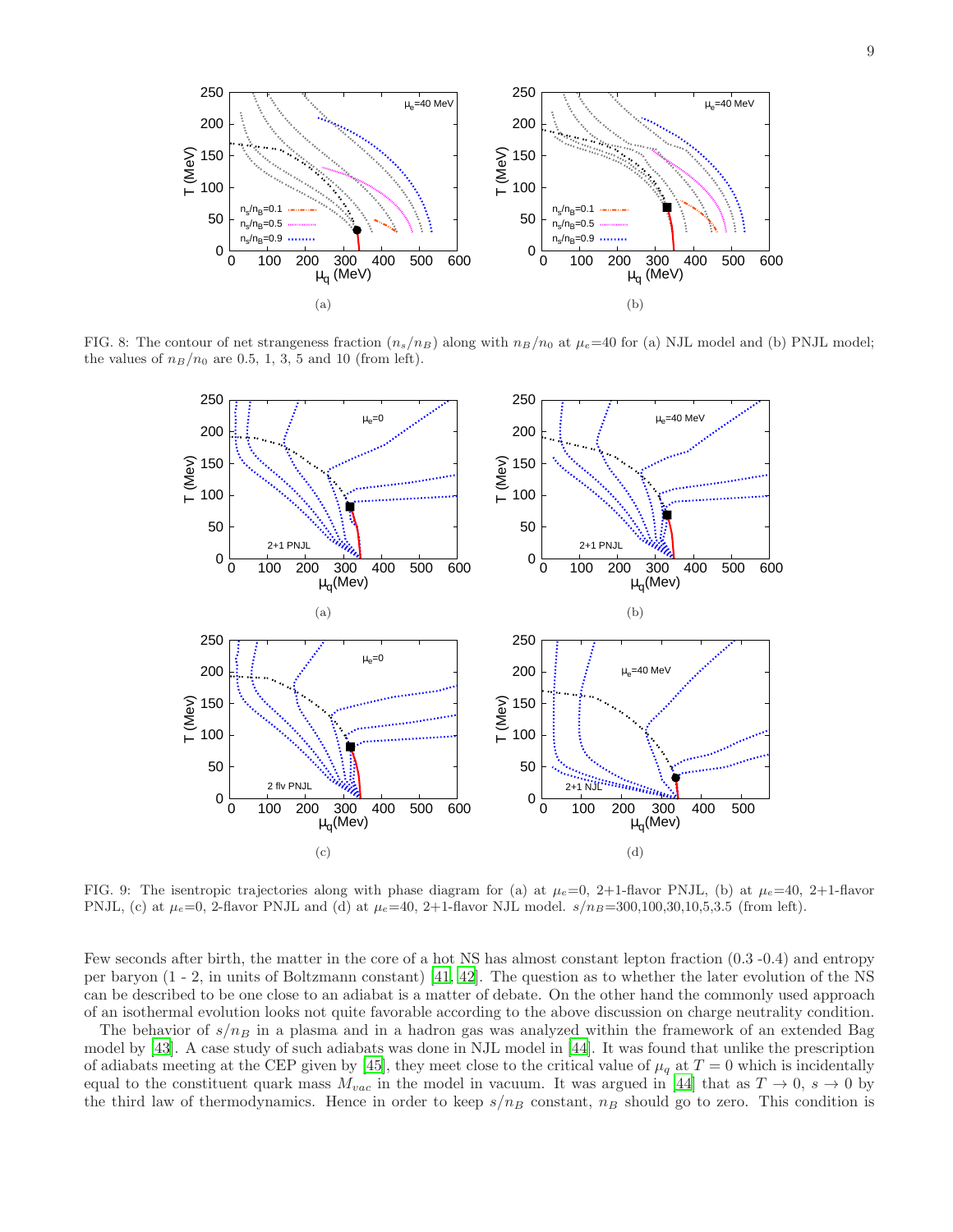FIG. 8: The contour of net strangeness fraction ($n_s/n_B$) along with $n_B/n_0$ at $\mu_e$=40 for (a) NJL model and (b) PNJL model; the values of $n_B/n_0$ are 0.5, 1, 3, 5 and 10 (from left).

FIG. 9: The isentropic trajectories along with phase diagram for (a) at $\mu_e$=0, 2+1-flavor PNJL, (b) at $\mu_e$=40, 2+1-flavor PNJL, (c) at $\mu_e$=0, 2-flavor PNJL and (d) at $\mu_e$=40, 2+1-flavor NJL model. $s/n_B$=300,100,30,10,5,3.5 (from left).

Few seconds after birth, the matter in the core of a hot NS has almost constant lepton fraction (0.3 -0.4) and entropy per baryon (1 - 2, in units of Boltzmann constant) [41, 42]. The question as to whether the later evolution of the NS can be described to be one close to an adiabat is a matter of debate. On the other hand the commonly used approach of an isothermal evolution looks not quite favorable according to the above discussion on charge neutrality condition.

The behavior of $s/n_B$ in a plasma and in a hadron gas was analyzed within the framework of an extended Bag model by [43]. A case study of such adiabats was done in NJL model in [44]. It was found that unlike the prescription of adiabats meeting at the CEP given by [45], they meet close to the critical value of $\mu_q$ at $T = 0$ which is incidentally equal to the constituent quark mass $M_{vac}$ in the model in vacuum. It was argued in [44] that as $T \to 0$, $s \to 0$ by the third law of thermodynamics. Hence in order to keep $s/n_B$ constant, $n_B$ should go to zero. This condition is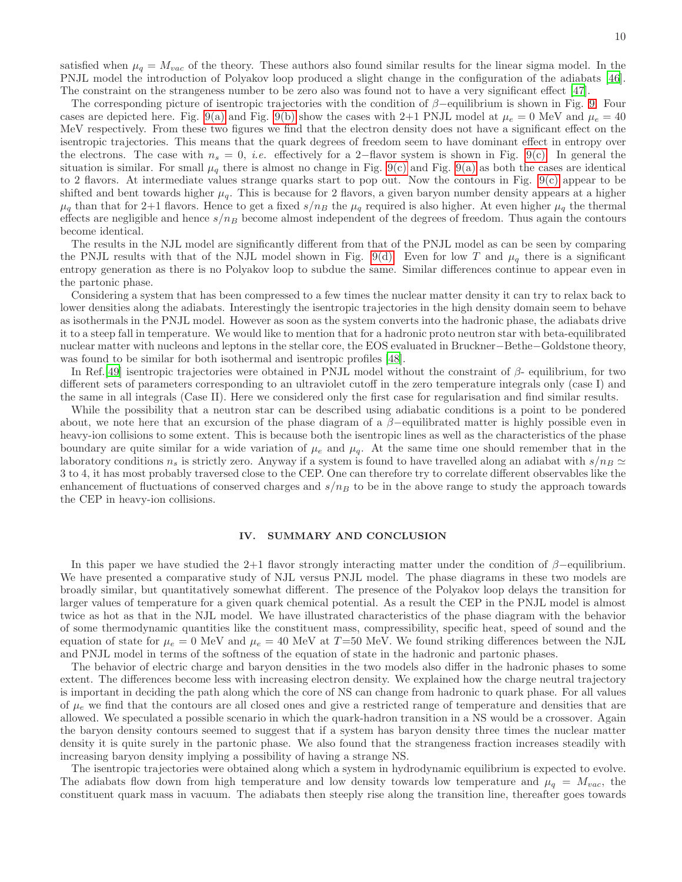satisfied when $\mu_q = M_{vac}$ of the theory. These authors also found similar results for the linear sigma model. In the PNJL model the introduction of Polyakov loop produced a slight change in the configuration of the adiabats [46]. The constraint on the strangeness number to be zero also was found not to have a very significant effect [47].

The corresponding picture of isentropic trajectories with the condition of $\beta-$equilibrium is shown in Fig. 9. Four cases are depicted here. Fig. 9(a) and Fig. 9(b) show the cases with 2+1 PNJL model at $\mu_e = 0$ MeV and $\mu_e = 40$ MeV respectively. From these two figures we find that the electron density does not have a significant effect on the isentropic trajectories. This means that the quark degrees of freedom seem to have dominant effect in entropy over the electrons. The case with $n_s = 0$, *i.e.* effectively for a $2-$flavor system is shown in Fig. 9(c). In general the situation is similar. For small $\mu_q$ there is almost no change in Fig. 9(c) and Fig. 9(a) as both the cases are identical to 2 flavors. At intermediate values strange quarks start to pop out. Now the contours in Fig. 9(c) appear to be shifted and bent towards higher $\mu_q$. This is because for 2 flavors, a given baryon number density appears at a higher $\mu_q$ than that for 2+1 flavors. Hence to get a fixed $s/n_B$ the $\mu_q$ required is also higher. At even higher $\mu_q$ the thermal effects are negligible and hence $s/n_B$ become almost independent of the degrees of freedom. Thus again the contours become identical.

The results in the NJL model are significantly different from that of the PNJL model as can be seen by comparing the PNJL results with that of the NJL model shown in Fig. 9(d). Even for low $T$ and $\mu_q$ there is a significant entropy generation as there is no Polyakov loop to subdue the same. Similar differences continue to appear even in the partonic phase.

Considering a system that has been compressed to a few times the nuclear matter density it can try to relax back to lower densities along the adiabats. Interestingly the isentropic trajectories in the high density domain seem to behave as isothermals in the PNJL model. However as soon as the system converts into the hadronic phase, the adiabats drive it to a steep fall in temperature. We would like to mention that for a hadronic proto neutron star with beta-equilibrated nuclear matter with nucleons and leptons in the stellar core, the EOS evaluated in Bruckner−Bethe−Goldstone theory, was found to be similar for both isothermal and isentropic profiles [48].

In Ref.[49] isentropic trajectories were obtained in PNJL model without the constraint of $\beta$- equilibrium, for two different sets of parameters corresponding to an ultraviolet cutoff in the zero temperature integrals only (case I) and the same in all integrals (Case II). Here we considered only the first case for regularisation and find similar results.

While the possibility that a neutron star can be described using adiabatic conditions is a point to be pondered about, we note here that an excursion of the phase diagram of a $\beta-$equilibrated matter is highly possible even in heavy-ion collisions to some extent. This is because both the isentropic lines as well as the characteristics of the phase boundary are quite similar for a wide variation of $\mu_e$ and $\mu_q$. At the same time one should remember that in the laboratory conditions $n_s$ is strictly zero. Anyway if a system is found to have travelled along an adiabat with $s/n_B \simeq$ 3 to 4, it has most probably traversed close to the CEP. One can therefore try to correlate different observables like the enhancement of fluctuations of conserved charges and $s/n_B$ to be in the above range to study the approach towards the CEP in heavy-ion collisions.

## IV. SUMMARY AND CONCLUSION

In this paper we have studied the 2+1 flavor strongly interacting matter under the condition of $\beta-$equilibrium. We have presented a comparative study of NJL versus PNJL model. The phase diagrams in these two models are broadly similar, but quantitatively somewhat different. The presence of the Polyakov loop delays the transition for larger values of temperature for a given quark chemical potential. As a result the CEP in the PNJL model is almost twice as hot as that in the NJL model. We have illustrated characteristics of the phase diagram with the behavior of some thermodynamic quantities like the constituent mass, compressibility, specific heat, speed of sound and the equation of state for $\mu_e = 0$ MeV and $\mu_e = 40$ MeV at $T$=50 MeV. We found striking differences between the NJL and PNJL model in terms of the softness of the equation of state in the hadronic and partonic phases.

The behavior of electric charge and baryon densities in the two models also differ in the hadronic phases to some extent. The differences become less with increasing electron density. We explained how the charge neutral trajectory is important in deciding the path along which the core of NS can change from hadronic to quark phase. For all values of $\mu_e$ we find that the contours are all closed ones and give a restricted range of temperature and densities that are allowed. We speculated a possible scenario in which the quark-hadron transition in a NS would be a crossover. Again the baryon density contours seemed to suggest that if a system has baryon density three times the nuclear matter density it is quite surely in the partonic phase. We also found that the strangeness fraction increases steadily with increasing baryon density implying a possibility of having a strange NS.

The isentropic trajectories were obtained along which a system in hydrodynamic equilibrium is expected to evolve. The adiabats flow down from high temperature and low density towards low temperature and $\mu_q = M_{vac}$, the constituent quark mass in vacuum. The adiabats then steeply rise along the transition line, thereafter goes towards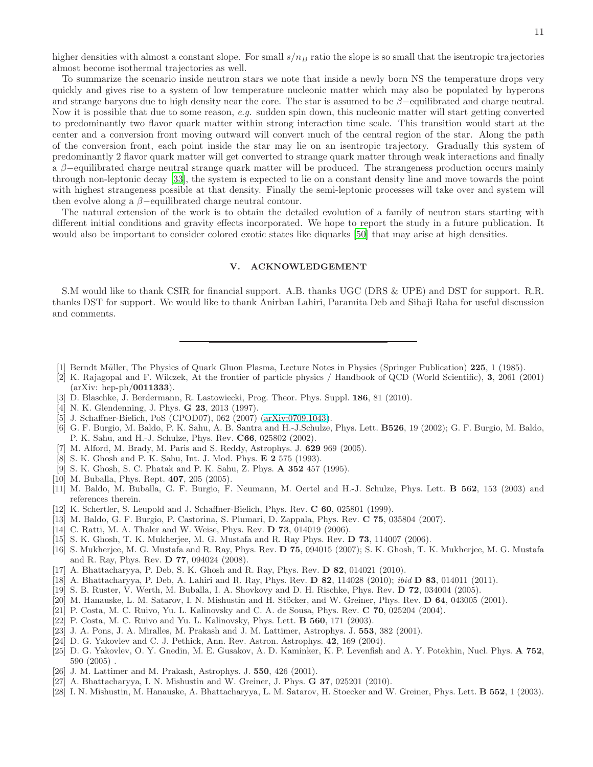higher densities with almost a constant slope. For small $s/n_B$ ratio the slope is so small that the isentropic trajectories almost become isothermal trajectories as well.

To summarize the scenario inside neutron stars we note that inside a newly born NS the temperature drops very quickly and gives rise to a system of low temperature nucleonic matter which may also be populated by hyperons and strange baryons due to high density near the core. The star is assumed to be $\beta-$equilibrated and charge neutral. Now it is possible that due to some reason, *e.g.* sudden spin down, this nucleonic matter will start getting converted to predominantly two flavor quark matter within strong interaction time scale. This transition would start at the center and a conversion front moving outward will convert much of the central region of the star. Along the path of the conversion front, each point inside the star may lie on an isentropic trajectory. Gradually this system of predominantly 2 flavor quark matter will get converted to strange quark matter through weak interactions and finally a $\beta-$equilibrated charge neutral strange quark matter will be produced. The strangeness production occurs mainly through non-leptonic decay [33], the system is expected to lie on a constant density line and move towards the point with highest strangeness possible at that density. Finally the semi-leptonic processes will take over and system will then evolve along a $\beta-$equilibrated charge neutral contour.

The natural extension of the work is to obtain the detailed evolution of a family of neutron stars starting with different initial conditions and gravity effects incorporated. We hope to report the study in a future publication. It would also be important to consider colored exotic states like diquarks [50] that may arise at high densities.

## V. ACKNOWLEDGEMENT

S.M would like to thank CSIR for financial support. A.B. thanks UGC (DRS & UPE) and DST for support. R.R. thanks DST for support. We would like to thank Anirban Lahiri, Paramita Deb and Sibaji Raha for useful discussion and comments.

---

[1] Berndt Müller, The Physics of Quark Gluon Plasma, Lecture Notes in Physics (Springer Publication) **225**, 1 (1985).
[2] K. Rajagopal and F. Wilczek, At the frontier of particle physics / Handbook of QCD (World Scientific), **3**, 2061 (2001) (arXiv: hep-ph/**0011333**).
[3] D. Blaschke, J. Berdermann, R. Lastowiecki, Prog. Theor. Phys. Suppl. **186**, 81 (2010).
[4] N. K. Glendenning, J. Phys. **G 23**, 2013 (1997).
[5] J. Schaffner-Bielich, PoS (CPOD07), 062 (2007) (arXiv:0709.1043).
[6] G. F. Burgio, M. Baldo, P. K. Sahu, A. B. Santra and H.-J.Schulze, Phys. Lett. **B526**, 19 (2002); G. F. Burgio, M. Baldo, P. K. Sahu, and H.-J. Schulze, Phys. Rev. **C66**, 025802 (2002).
[7] M. Alford, M. Brady, M. Paris and S. Reddy, Astrophys. J. **629** 969 (2005).
[8] S. K. Ghosh and P. K. Sahu, Int. J. Mod. Phys. **E 2** 575 (1993).
[9] S. K. Ghosh, S. C. Phatak and P. K. Sahu, Z. Phys. **A 352** 457 (1995).
[10] M. Buballa, Phys. Rept. **407**, 205 (2005).
[11] M. Baldo, M. Buballa, G. F. Burgio, F. Neumann, M. Oertel and H.-J. Schulze, Phys. Lett. **B 562**, 153 (2003) and references therein.
[12] K. Schertler, S. Leupold and J. Schaffner-Bielich, Phys. Rev. **C 60**, 025801 (1999).
[13] M. Baldo, G. F. Burgio, P. Castorina, S. Plumari, D. Zappala, Phys. Rev. **C 75**, 035804 (2007).
[14] C. Ratti, M. A. Thaler and W. Weise, Phys. Rev. **D 73**, 014019 (2006).
[15] S. K. Ghosh, T. K. Mukherjee, M. G. Mustafa and R. Ray Phys. Rev. **D 73**, 114007 (2006).
[16] S. Mukherjee, M. G. Mustafa and R. Ray, Phys. Rev. **D 75**, 094015 (2007); S. K. Ghosh, T. K. Mukherjee, M. G. Mustafa and R. Ray, Phys. Rev. **D 77**, 094024 (2008).
[17] A. Bhattacharyya, P. Deb, S. K. Ghosh and R. Ray, Phys. Rev. **D 82**, 014021 (2010).
[18] A. Bhattacharyya, P. Deb, A. Lahiri and R. Ray, Phys. Rev. **D 82**, 114028 (2010); *ibid* **D 83**, 014011 (2011).
[19] S. B. Ruster, V. Werth, M. Buballa, I. A. Shovkovy and D. H. Rischke, Phys. Rev. **D 72**, 034004 (2005).
[20] M. Hanauske, L. M. Satarov, I. N. Mishustin and H. Stöcker, and W. Greiner, Phys. Rev. **D 64**, 043005 (2001).
[21] P. Costa, M. C. Ruivo, Yu. L. Kalinovsky and C. A. de Sousa, Phys. Rev. **C 70**, 025204 (2004).
[22] P. Costa, M. C. Ruivo and Yu. L. Kalinovsky, Phys. Lett. **B 560**, 171 (2003).
[23] J. A. Pons, J. A. Miralles, M. Prakash and J. M. Lattimer, Astrophys. J. **553**, 382 (2001).
[24] D. G. Yakovlev and C. J. Pethick, Ann. Rev. Astron. Astrophys. **42**, 169 (2004).
[25] D. G. Yakovlev, O. Y. Gnedin, M. E. Gusakov, A. D. Kaminker, K. P. Levenfish and A. Y. Potekhin, Nucl. Phys. **A 752**, 590 (2005) .
[26] J. M. Lattimer and M. Prakash, Astrophys. J. **550**, 426 (2001).
[27] A. Bhattacharyya, I. N. Mishustin and W. Greiner, J. Phys. **G 37**, 025201 (2010).
[28] I. N. Mishustin, M. Hanauske, A. Bhattacharyya, L. M. Satarov, H. Stoecker and W. Greiner, Phys. Lett. **B 552**, 1 (2003).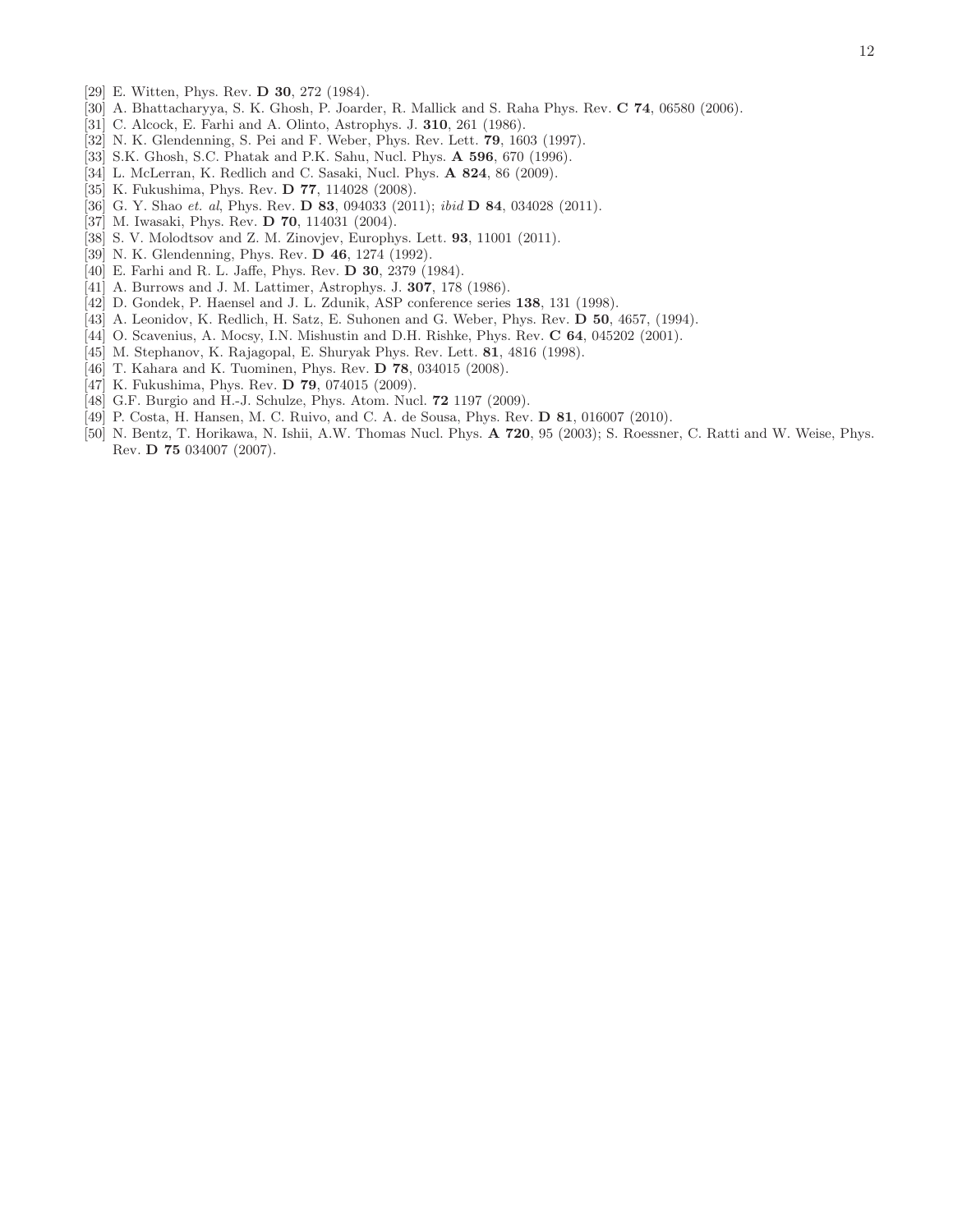[29] E. Witten, Phys. Rev. **D 30**, 272 (1984).
[30] A. Bhattacharyya, S. K. Ghosh, P. Joarder, R. Mallick and S. Raha Phys. Rev. **C 74**, 06580 (2006).
[31] C. Alcock, E. Farhi and A. Olinto, Astrophys. J. **310**, 261 (1986).
[32] N. K. Glendenning, S. Pei and F. Weber, Phys. Rev. Lett. **79**, 1603 (1997).
[33] S.K. Ghosh, S.C. Phatak and P.K. Sahu, Nucl. Phys. **A 596**, 670 (1996).
[34] L. McLerran, K. Redlich and C. Sasaki, Nucl. Phys. **A 824**, 86 (2009).
[35] K. Fukushima, Phys. Rev. **D 77**, 114028 (2008).
[36] G. Y. Shao *et. al*, Phys. Rev. **D 83**, 094033 (2011); *ibid* **D 84**, 034028 (2011).
[37] M. Iwasaki, Phys. Rev. **D 70**, 114031 (2004).
[38] S. V. Molodtsov and Z. M. Zinovjev, Europhys. Lett. **93**, 11001 (2011).
[39] N. K. Glendenning, Phys. Rev. **D 46**, 1274 (1992).
[40] E. Farhi and R. L. Jaffe, Phys. Rev. **D 30**, 2379 (1984).
[41] A. Burrows and J. M. Lattimer, Astrophys. J. **307**, 178 (1986).
[42] D. Gondek, P. Haensel and J. L. Zdunik, ASP conference series **138**, 131 (1998).
[43] A. Leonidov, K. Redlich, H. Satz, E. Suhonen and G. Weber, Phys. Rev. **D 50**, 4657, (1994).
[44] O. Scavenius, A. Mocsy, I.N. Mishustin and D.H. Rishke, Phys. Rev. **C 64**, 045202 (2001).
[45] M. Stephanov, K. Rajagopal, E. Shuryak Phys. Rev. Lett. **81**, 4816 (1998).
[46] T. Kahara and K. Tuominen, Phys. Rev. **D 78**, 034015 (2008).
[47] K. Fukushima, Phys. Rev. **D 79**, 074015 (2009).
[48] G.F. Burgio and H.-J. Schulze, Phys. Atom. Nucl. **72** 1197 (2009).
[49] P. Costa, H. Hansen, M. C. Ruivo, and C. A. de Sousa, Phys. Rev. **D 81**, 016007 (2010).
[50] N. Bentz, T. Horikawa, N. Ishii, A.W. Thomas Nucl. Phys. **A 720**, 95 (2003); S. Roessner, C. Ratti and W. Weise, Phys. Rev. **D 75** 034007 (2007).